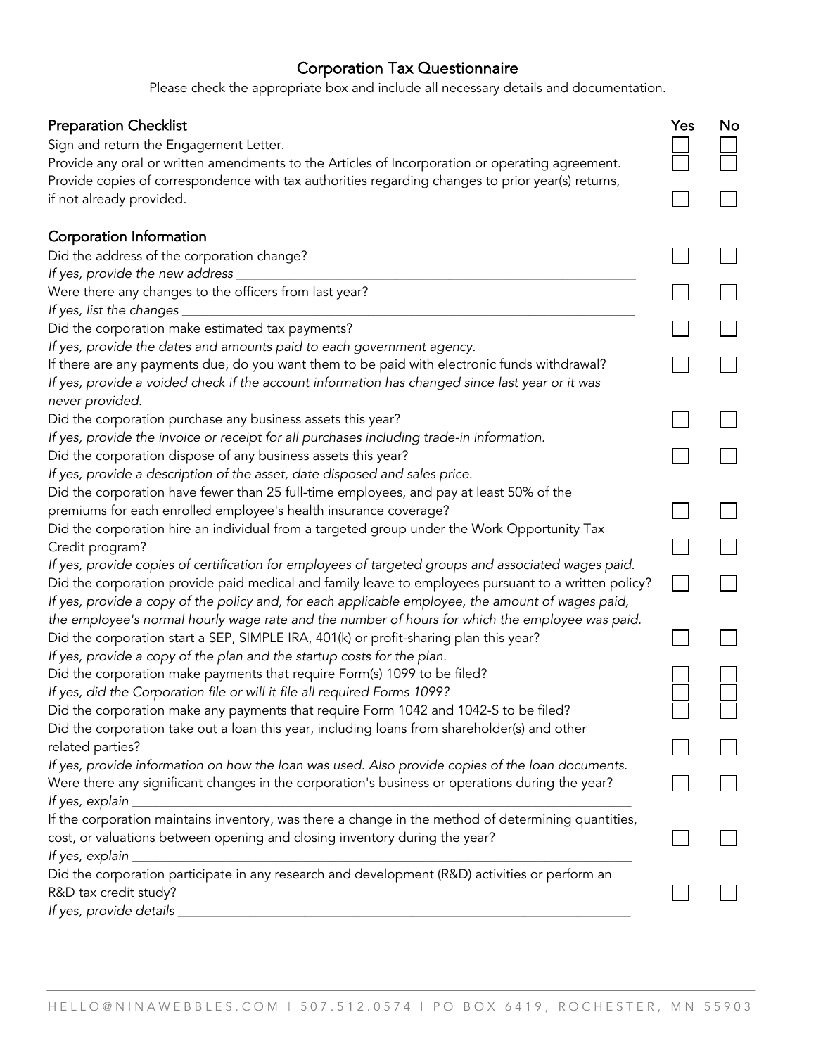# Corporation Tax Questionnaire

Please check the appropriate box and include all necessary details and documentation.

## Preparation Checklist

| Item | Yes | No |
|---|---|---|
| Sign and return the Engagement Letter. | ☐ | ☐ |
| Provide any oral or written amendments to the Articles of Incorporation or operating agreement. | ☐ | ☐ |
| Provide copies of correspondence with tax authorities regarding changes to prior year(s) returns, if not already provided. | ☐ | ☐ |

## Corporation Information

| Item | Yes | No |
|---|---|---|
| Did the address of the corporation change?<br>*If yes, provide the new address* ______________________________ | ☐ | ☐ |
| Were there any changes to the officers from last year?<br>*If yes, list the changes* ______________________________ | ☐ | ☐ |
| Did the corporation make estimated tax payments?<br>*If yes, provide the dates and amounts paid to each government agency.* | ☐ | ☐ |
| If there are any payments due, do you want them to be paid with electronic funds withdrawal?<br>*If yes, provide a voided check if the account information has changed since last year or it was never provided.* | ☐ | ☐ |
| Did the corporation purchase any business assets this year?<br>*If yes, provide the invoice or receipt for all purchases including trade-in information.* | ☐ | ☐ |
| Did the corporation dispose of any business assets this year?<br>*If yes, provide a description of the asset, date disposed and sales price.* | ☐ | ☐ |
| Did the corporation have fewer than 25 full-time employees, and pay at least 50% of the premiums for each enrolled employee's health insurance coverage? | ☐ | ☐ |
| Did the corporation hire an individual from a targeted group under the Work Opportunity Tax Credit program?<br>*If yes, provide copies of certification for employees of targeted groups and associated wages paid.* | ☐ | ☐ |
| Did the corporation provide paid medical and family leave to employees pursuant to a written policy?<br>*If yes, provide a copy of the policy and, for each applicable employee, the amount of wages paid, the employee's normal hourly wage rate and the number of hours for which the employee was paid.* | ☐ | ☐ |
| Did the corporation start a SEP, SIMPLE IRA, 401(k) or profit-sharing plan this year?<br>*If yes, provide a copy of the plan and the startup costs for the plan.* | ☐ | ☐ |
| Did the corporation make payments that require Form(s) 1099 to be filed? | ☐ | ☐ |
| *If yes, did the Corporation file or will it file all required Forms 1099?* | ☐ | ☐ |
| Did the corporation make any payments that require Form 1042 and 1042-S to be filed? | ☐ | ☐ |
| Did the corporation take out a loan this year, including loans from shareholder(s) and other related parties?<br>*If yes, provide information on how the loan was used. Also provide copies of the loan documents.* | ☐ | ☐ |
| Were there any significant changes in the corporation's business or operations during the year?<br>*If yes, explain* ______________________________ | ☐ | ☐ |
| If the corporation maintains inventory, was there a change in the method of determining quantities, cost, or valuations between opening and closing inventory during the year?<br>*If yes, explain* ______________________________ | ☐ | ☐ |
| Did the corporation participate in any research and development (R&D) activities or perform an R&D tax credit study?<br>*If yes, provide details* ______________________________ | ☐ | ☐ |

HELLO@NINAWEBBLES.COM | 507.512.0574 | PO BOX 6419, ROCHESTER, MN 55903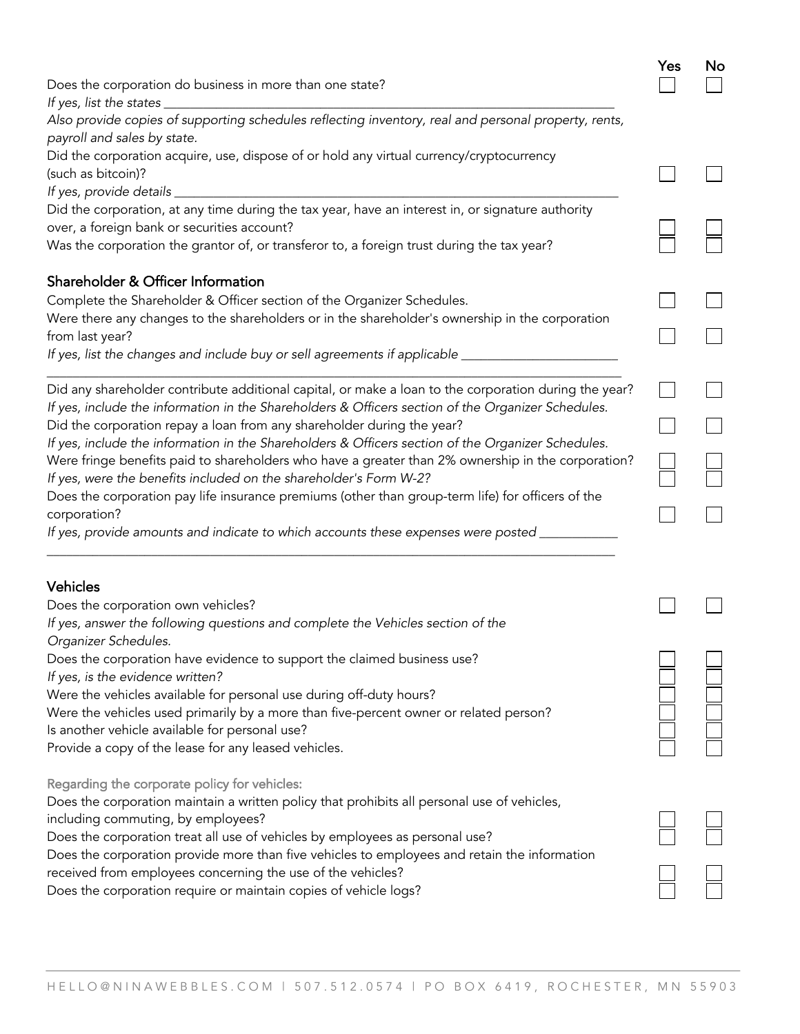| | Yes | No |
|---|---|---|
| Does the corporation do business in more than one state?<br>*If yes, list the states* ___<br>*Also provide copies of supporting schedules reflecting inventory, real and personal property, rents, payroll and sales by state.* | ☐ | ☐ |
| Did the corporation acquire, use, dispose of or hold any virtual currency/cryptocurrency (such as bitcoin)?<br>*If yes, provide details* ___ | ☐ | ☐ |
| Did the corporation, at any time during the tax year, have an interest in, or signature authority over, a foreign bank or securities account? | ☐ | ☐ |
| Was the corporation the grantor of, or transferor to, a foreign trust during the tax year? | ☐ | ☐ |

## Shareholder & Officer Information

| | Yes | No |
|---|---|---|
| Complete the Shareholder & Officer section of the Organizer Schedules. | ☐ | ☐ |
| Were there any changes to the shareholders or in the shareholder's ownership in the corporation from last year?<br>*If yes, list the changes and include buy or sell agreements if applicable* ___ | ☐ | ☐ |
| Did any shareholder contribute additional capital, or make a loan to the corporation during the year?<br>*If yes, include the information in the Shareholders & Officers section of the Organizer Schedules.* | ☐ | ☐ |
| Did the corporation repay a loan from any shareholder during the year?<br>*If yes, include the information in the Shareholders & Officers section of the Organizer Schedules.* | ☐ | ☐ |
| Were fringe benefits paid to shareholders who have a greater than 2% ownership in the corporation? | ☐ | ☐ |
| *If yes, were the benefits included on the shareholder's Form W-2?* | ☐ | ☐ |
| Does the corporation pay life insurance premiums (other than group-term life) for officers of the corporation?<br>*If yes, provide amounts and indicate to which accounts these expenses were posted* ___ | ☐ | ☐ |

## Vehicles

| | Yes | No |
|---|---|---|
| Does the corporation own vehicles?<br>*If yes, answer the following questions and complete the Vehicles section of the Organizer Schedules.* | ☐ | ☐ |
| Does the corporation have evidence to support the claimed business use? | ☐ | ☐ |
| *If yes, is the evidence written?* | ☐ | ☐ |
| Were the vehicles available for personal use during off-duty hours? | ☐ | ☐ |
| Were the vehicles used primarily by a more than five-percent owner or related person? | ☐ | ☐ |
| Is another vehicle available for personal use? | ☐ | ☐ |
| Provide a copy of the lease for any leased vehicles. | ☐ | ☐ |

Regarding the corporate policy for vehicles:

| | Yes | No |
|---|---|---|
| Does the corporation maintain a written policy that prohibits all personal use of vehicles, including commuting, by employees? | ☐ | ☐ |
| Does the corporation treat all use of vehicles by employees as personal use? | ☐ | ☐ |
| Does the corporation provide more than five vehicles to employees and retain the information received from employees concerning the use of the vehicles? | ☐ | ☐ |
| Does the corporation require or maintain copies of vehicle logs? | ☐ | ☐ |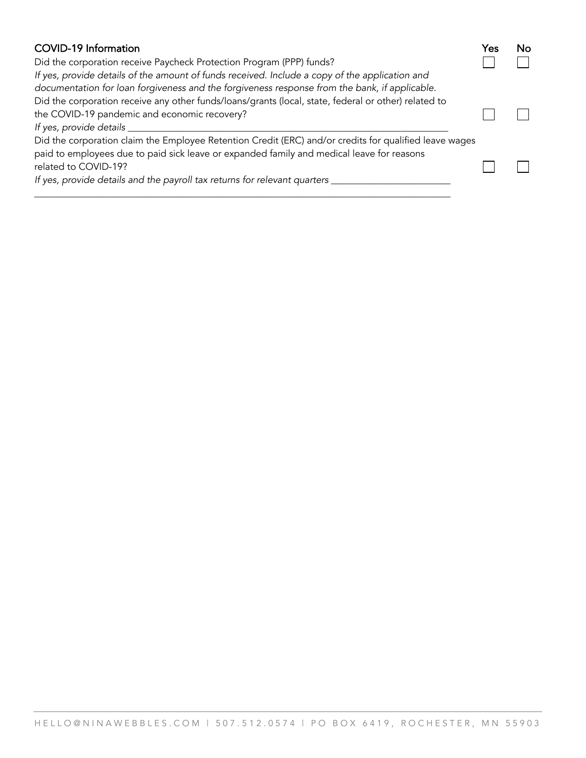### COVID-19 Information

| | Yes | No |
|---|---|---|
| Did the corporation receive Paycheck Protection Program (PPP) funds? *If yes, provide details of the amount of funds received. Include a copy of the application and documentation for loan forgiveness and the forgiveness response from the bank, if applicable.* | ☐ | ☐ |
| Did the corporation receive any other funds/loans/grants (local, state, federal or other) related to the COVID-19 pandemic and economic recovery? *If yes, provide details* ___________________________________________ | ☐ | ☐ |
| Did the corporation claim the Employee Retention Credit (ERC) and/or credits for qualified leave wages paid to employees due to paid sick leave or expanded family and medical leave for reasons related to COVID-19? *If yes, provide details and the payroll tax returns for relevant quarters* ________________________ ___________________________________________ | ☐ | ☐ |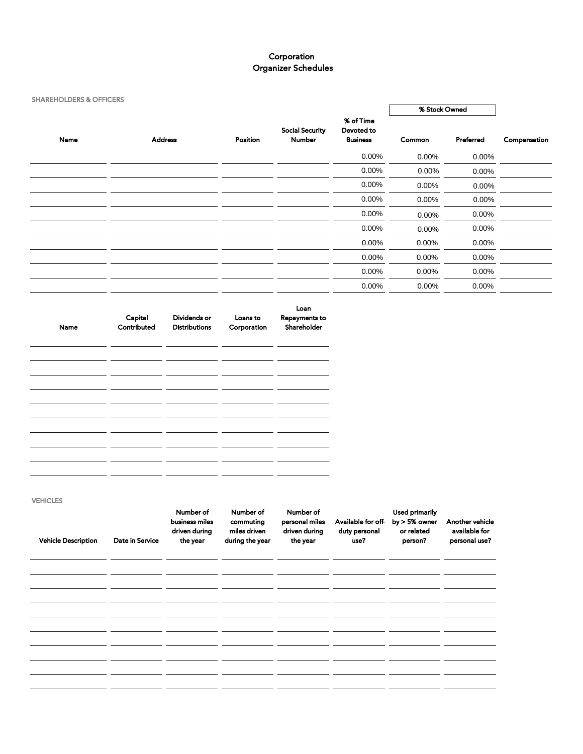# Corporation
## Organizer Schedules

### SHAREHOLDERS & OFFICERS

| Name | Address | Position | Social Security Number | % of Time Devoted to Business | % Stock Owned | | Compensation |
|---|---|---|---|---|---|---|---|
| | | | | | Common | Preferred | |
| | | | | 0.00% | 0.00% | 0.00% | |
| | | | | 0.00% | 0.00% | 0.00% | |
| | | | | 0.00% | 0.00% | 0.00% | |
| | | | | 0.00% | 0.00% | 0.00% | |
| | | | | 0.00% | 0.00% | 0.00% | |
| | | | | 0.00% | 0.00% | 0.00% | |
| | | | | 0.00% | 0.00% | 0.00% | |
| | | | | 0.00% | 0.00% | 0.00% | |
| | | | | 0.00% | 0.00% | 0.00% | |
| | | | | 0.00% | 0.00% | 0.00% | |

| Name | Capital Contributed | Dividends or Distributions | Loans to Corporation | Loan Repayments to Shareholder |
|---|---|---|---|---|
| | | | | |
| | | | | |
| | | | | |
| | | | | |
| | | | | |
| | | | | |
| | | | | |
| | | | | |
| | | | | |
| | | | | |

### VEHICLES

| Vehicle Description | Date in Service | Number of business miles driven during the year | Number of commuting miles driven during the year | Number of personal miles driven during the year | Available for off-duty personal use? | Used primarily by > 5% owner or related person? | Another vehicle available for personal use? |
|---|---|---|---|---|---|---|---|
| | | | | | | | |
| | | | | | | | |
| | | | | | | | |
| | | | | | | | |
| | | | | | | | |
| | | | | | | | |
| | | | | | | | |
| | | | | | | | |
| | | | | | | | |